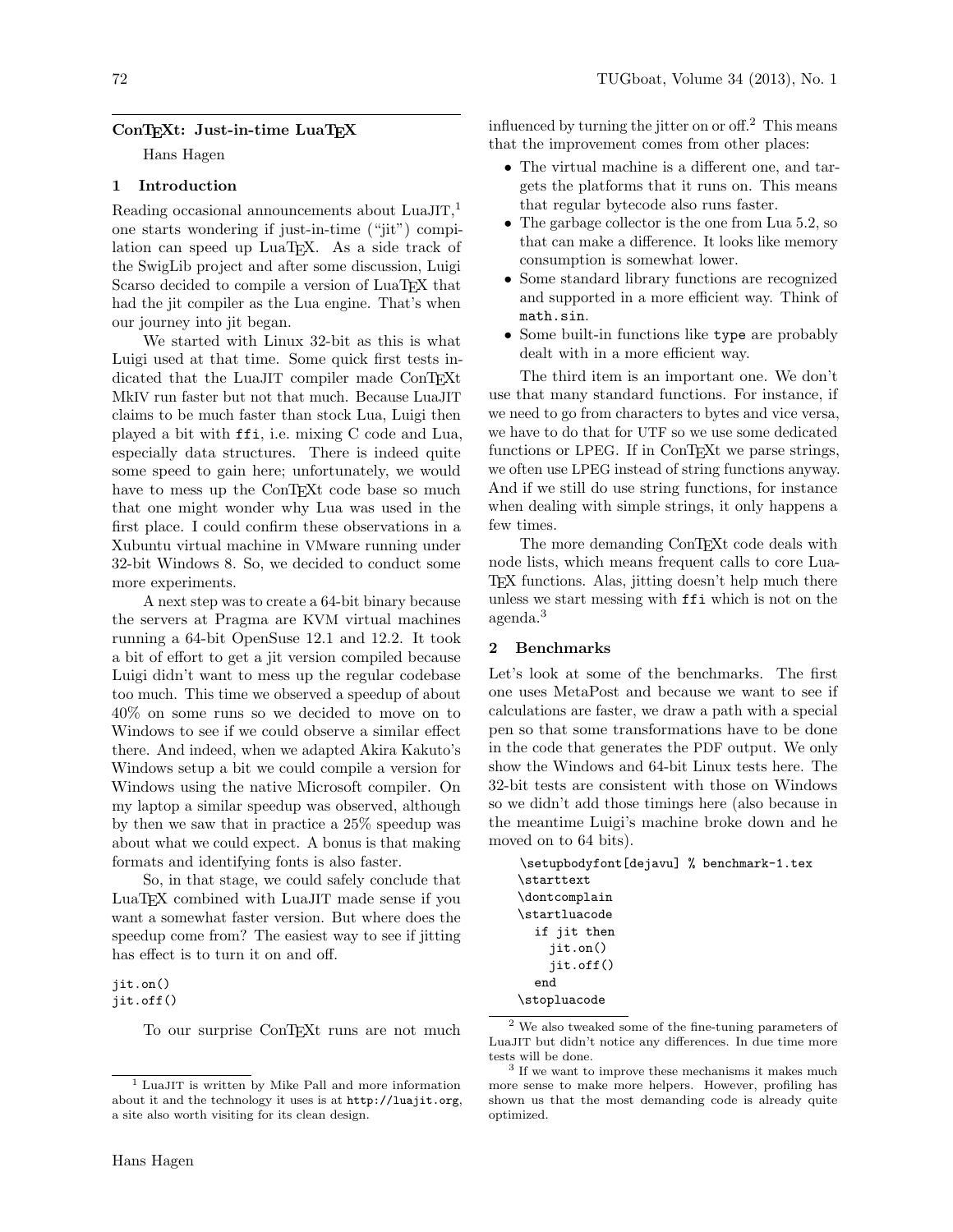## ConTEXt: Just-in-time LuaTEX

Hans Hagen

### 1 Introduction

Reading occasional announcements about LuaJIT,[1] one starts wondering if just-in-time ("jit") compilation can speed up LuaTEX. As a side track of the SwigLib project and after some discussion, Luigi Scarso decided to compile a version of LuaTEX that had the jit compiler as the Lua engine. That's when our journey into jit began.

We started with Linux 32-bit as this is what Luigi used at that time. Some quick first tests indicated that the LuaJIT compiler made ConTEXt MkIV run faster but not that much. Because LuaJIT claims to be much faster than stock Lua, Luigi then played a bit with `ffi`, i.e. mixing C code and Lua, especially data structures. There is indeed quite some speed to gain here; unfortunately, we would have to mess up the ConTEXt code base so much that one might wonder why Lua was used in the first place. I could confirm these observations in a Xubuntu virtual machine in VMware running under 32-bit Windows 8. So, we decided to conduct some more experiments.

A next step was to create a 64-bit binary because the servers at Pragma are KVM virtual machines running a 64-bit OpenSuse 12.1 and 12.2. It took a bit of effort to get a jit version compiled because Luigi didn't want to mess up the regular codebase too much. This time we observed a speedup of about 40% on some runs so we decided to move on to Windows to see if we could observe a similar effect there. And indeed, when we adapted Akira Kakuto's Windows setup a bit we could compile a version for Windows using the native Microsoft compiler. On my laptop a similar speedup was observed, although by then we saw that in practice a 25% speedup was about what we could expect. A bonus is that making formats and identifying fonts is also faster.

So, in that stage, we could safely conclude that LuaTEX combined with LuaJIT made sense if you want a somewhat faster version. But where does the speedup come from? The easiest way to see if jitting has effect is to turn it on and off.

```
jit.on()
jit.off()
```

To our surprise ConTEXt runs are not much influenced by turning the jitter on or off.[2] This means that the improvement comes from other places:

- The virtual machine is a different one, and targets the platforms that it runs on. This means that regular bytecode also runs faster.
- The garbage collector is the one from Lua 5.2, so that can make a difference. It looks like memory consumption is somewhat lower.
- Some standard library functions are recognized and supported in a more efficient way. Think of `math.sin`.
- Some built-in functions like `type` are probably dealt with in a more efficient way.

The third item is an important one. We don't use that many standard functions. For instance, if we need to go from characters to bytes and vice versa, we have to do that for UTF so we use some dedicated functions or LPEG. If in ConTEXt we parse strings, we often use LPEG instead of string functions anyway. And if we still do use string functions, for instance when dealing with simple strings, it only happens a few times.

The more demanding ConTEXt code deals with node lists, which means frequent calls to core LuaTEX functions. Alas, jitting doesn't help much there unless we start messing with `ffi` which is not on the agenda.[3]

### 2 Benchmarks

Let's look at some of the benchmarks. The first one uses MetaPost and because we want to see if calculations are faster, we draw a path with a special pen so that some transformations have to be done in the code that generates the PDF output. We only show the Windows and 64-bit Linux tests here. The 32-bit tests are consistent with those on Windows so we didn't add those timings here (also because in the meantime Luigi's machine broke down and he moved on to 64 bits).

```
\setupbodyfont[dejavu] % benchmark-1.tex
\starttext
\dontcomplain
\startluacode
  if jit then
    jit.on()
    jit.off()
  end
\stopluacode
```

[1] LuaJIT is written by Mike Pall and more information about it and the technology it uses is at `http://luajit.org`, a site also worth visiting for its clean design.

[2] We also tweaked some of the fine-tuning parameters of LuaJIT but didn't notice any differences. In due time more tests will be done.

[3] If we want to improve these mechanisms it makes much more sense to make more helpers. However, profiling has shown us that the most demanding code is already quite optimized.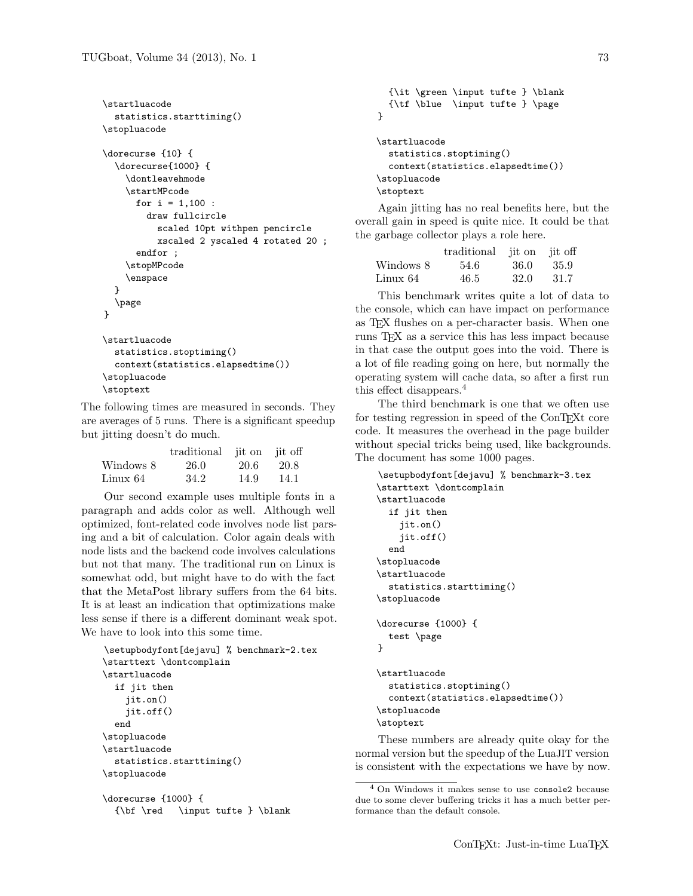```
\startluacode
  statistics.starttiming()
\stopluacode

\dorecurse {10} {
  \dorecurse{1000} {
    \dontleavehmode
    \startMPcode
      for i = 1,100 :
        draw fullcircle
          scaled 10pt withpen pencircle
          xscaled 2 yscaled 4 rotated 20 ;
      endfor ;
    \stopMPcode
    \enspace
  }
  \page
}

\startluacode
  statistics.stoptiming()
  context(statistics.elapsedtime())
\stopluacode
\stoptext
```

The following times are measured in seconds. They are averages of 5 runs. There is a significant speedup but jitting doesn't do much.

| | traditional | jit on | jit off |
|---|---|---|---|
| Windows 8 | 26.0 | 20.6 | 20.8 |
| Linux 64 | 34.2 | 14.9 | 14.1 |

Our second example uses multiple fonts in a paragraph and adds color as well. Although well optimized, font-related code involves node list parsing and a bit of calculation. Color again deals with node lists and the backend code involves calculations but not that many. The traditional run on Linux is somewhat odd, but might have to do with the fact that the MetaPost library suffers from the 64 bits. It is at least an indication that optimizations make less sense if there is a different dominant weak spot. We have to look into this some time.

```
\setupbodyfont[dejavu] % benchmark-2.tex
\starttext \dontcomplain
\startluacode
  if jit then
    jit.on()
    jit.off()
  end
\stopluacode
\startluacode
  statistics.starttiming()
\stopluacode

\dorecurse {1000} {
  {\bf \red   \input tufte } \blank
  {\it \green \input tufte } \blank
  {\tf \blue  \input tufte } \page
}

\startluacode
  statistics.stoptiming()
  context(statistics.elapsedtime())
\stopluacode
\stoptext
```

Again jitting has no real benefits here, but the overall gain in speed is quite nice. It could be that the garbage collector plays a role here.

| | traditional | jit on | jit off |
|---|---|---|---|
| Windows 8 | 54.6 | 36.0 | 35.9 |
| Linux 64 | 46.5 | 32.0 | 31.7 |

This benchmark writes quite a lot of data to the console, which can have impact on performance as TeX flushes on a per-character basis. When one runs TeX as a service this has less impact because in that case the output goes into the void. There is a lot of file reading going on here, but normally the operating system will cache data, so after a first run this effect disappears.[4]

The third benchmark is one that we often use for testing regression in speed of the ConTeXt core code. It measures the overhead in the page builder without special tricks being used, like backgrounds. The document has some 1000 pages.

```
\setupbodyfont[dejavu] % benchmark-3.tex
\starttext \dontcomplain
\startluacode
  if jit then
    jit.on()
    jit.off()
  end
\stopluacode
\startluacode
  statistics.starttiming()
\stopluacode

\dorecurse {1000} {
  test \page
}

\startluacode
  statistics.stoptiming()
  context(statistics.elapsedtime())
\stopluacode
\stoptext
```

These numbers are already quite okay for the normal version but the speedup of the LuaJIT version is consistent with the expectations we have by now.

[4] On Windows it makes sense to use `console2` because due to some clever buffering tricks it has a much better performance than the default console.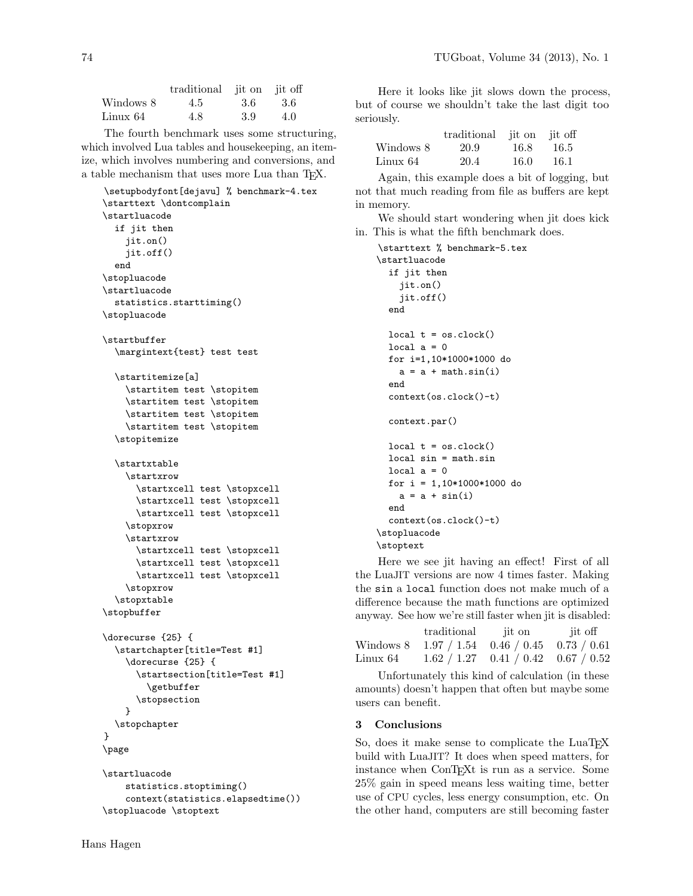| | traditional | jit on | jit off |
|---|---|---|---|
| Windows 8 | 4.5 | 3.6 | 3.6 |
| Linux 64 | 4.8 | 3.9 | 4.0 |

The fourth benchmark uses some structuring, which involved Lua tables and housekeeping, an itemize, which involves numbering and conversions, and a table mechanism that uses more Lua than TEX.

```
\setupbodyfont[dejavu] % benchmark-4.tex
\starttext \dontcomplain
\startluacode
  if jit then
    jit.on()
    jit.off()
  end
\stopluacode
\startluacode
  statistics.starttiming()
\stopluacode

\startbuffer
  \margintext{test} test test

  \startitemize[a]
    \startitem test \stopitem
    \startitem test \stopitem
    \startitem test \stopitem
    \startitem test \stopitem
  \stopitemize

  \startxtable
    \startxrow
      \startxcell test \stopxcell
      \startxcell test \stopxcell
      \startxcell test \stopxcell
    \stopxrow
    \startxrow
      \startxcell test \stopxcell
      \startxcell test \stopxcell
      \startxcell test \stopxcell
    \stopxrow
  \stopxtable
\stopbuffer

\dorecurse {25} {
  \startchapter[title=Test #1]
    \dorecurse {25} {
      \startsection[title=Test #1]
        \getbuffer
      \stopsection
    }
  \stopchapter
}
\page

\startluacode
    statistics.stoptiming()
    context(statistics.elapsedtime())
\stopluacode \stoptext
```

Here it looks like jit slows down the process, but of course we shouldn't take the last digit too seriously.

| | traditional | jit on | jit off |
|---|---|---|---|
| Windows 8 | 20.9 | 16.8 | 16.5 |
| Linux 64 | 20.4 | 16.0 | 16.1 |

Again, this example does a bit of logging, but not that much reading from file as buffers are kept in memory.

We should start wondering when jit does kick in. This is what the fifth benchmark does.

```
\starttext % benchmark-5.tex
\startluacode
  if jit then
    jit.on()
    jit.off()
  end

  local t = os.clock()
  local a = 0
  for i=1,10*1000*1000 do
    a = a + math.sin(i)
  end
  context(os.clock()-t)

  context.par()

  local t = os.clock()
  local sin = math.sin
  local a = 0
  for i = 1,10*1000*1000 do
    a = a + sin(i)
  end
  context(os.clock()-t)
\stopluacode
\stoptext
```

Here we see jit having an effect! First of all the LuaJIT versions are now 4 times faster. Making the `sin` a `local` function does not make much of a difference because the math functions are optimized anyway. See how we're still faster when jit is disabled:

| | traditional | jit on | jit off |
|---|---|---|---|
| Windows 8 | 1.97 / 1.54 | 0.46 / 0.45 | 0.73 / 0.61 |
| Linux 64 | 1.62 / 1.27 | 0.41 / 0.42 | 0.67 / 0.52 |

Unfortunately this kind of calculation (in these amounts) doesn't happen that often but maybe some users can benefit.

## 3 Conclusions

So, does it make sense to complicate the LuaTEX build with LuaJIT? It does when speed matters, for instance when ConTEXt is run as a service. Some 25% gain in speed means less waiting time, better use of CPU cycles, less energy consumption, etc. On the other hand, computers are still becoming faster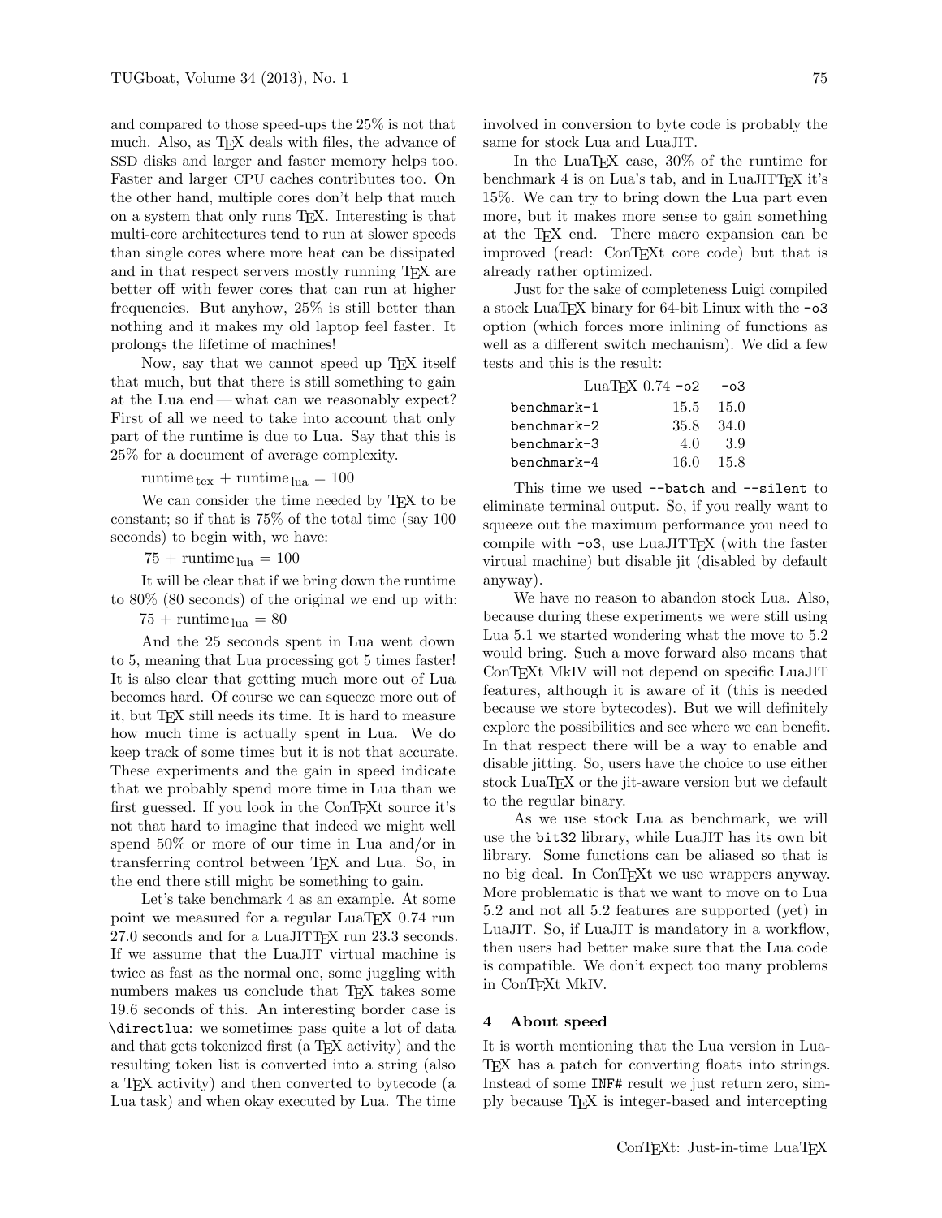and compared to those speed-ups the 25% is not that much. Also, as TeX deals with files, the advance of SSD disks and larger and faster memory helps too. Faster and larger CPU caches contributes too. On the other hand, multiple cores don't help that much on a system that only runs TeX. Interesting is that multi-core architectures tend to run at slower speeds than single cores where more heat can be dissipated and in that respect servers mostly running TeX are better off with fewer cores that can run at higher frequencies. But anyhow, 25% is still better than nothing and it makes my old laptop feel faster. It prolongs the lifetime of machines!

Now, say that we cannot speed up TeX itself that much, but that there is still something to gain at the Lua end — what can we reasonably expect? First of all we need to take into account that only part of the runtime is due to Lua. Say that this is 25% for a document of average complexity.

$$\text{runtime}_{\text{tex}} + \text{runtime}_{\text{lua}} = 100$$

We can consider the time needed by TeX to be constant; so if that is 75% of the total time (say 100 seconds) to begin with, we have:

$$75 + \text{runtime}_{\text{lua}} = 100$$

It will be clear that if we bring down the runtime to 80% (80 seconds) of the original we end up with:

$$75 + \text{runtime}_{\text{lua}} = 80$$

And the 25 seconds spent in Lua went down to 5, meaning that Lua processing got 5 times faster! It is also clear that getting much more out of Lua becomes hard. Of course we can squeeze more out of it, but TeX still needs its time. It is hard to measure how much time is actually spent in Lua. We do keep track of some times but it is not that accurate. These experiments and the gain in speed indicate that we probably spend more time in Lua than we first guessed. If you look in the ConTeXt source it's not that hard to imagine that indeed we might well spend 50% or more of our time in Lua and/or in transferring control between TeX and Lua. So, in the end there still might be something to gain.

Let's take benchmark 4 as an example. At some point we measured for a regular LuaTeX 0.74 run 27.0 seconds and for a LuaJITTeX run 23.3 seconds. If we assume that the LuaJIT virtual machine is twice as fast as the normal one, some juggling with numbers makes us conclude that TeX takes some 19.6 seconds of this. An interesting border case is `\directlua`: we sometimes pass quite a lot of data and that gets tokenized first (a TeX activity) and the resulting token list is converted into a string (also a TeX activity) and then converted to bytecode (a Lua task) and when okay executed by Lua. The time involved in conversion to byte code is probably the same for stock Lua and LuaJIT.

In the LuaTeX case, 30% of the runtime for benchmark 4 is on Lua's tab, and in LuaJITTeX it's 15%. We can try to bring down the Lua part even more, but it makes more sense to gain something at the TeX end. There macro expansion can be improved (read: ConTeXt core code) but that is already rather optimized.

Just for the sake of completeness Luigi compiled a stock LuaTeX binary for 64-bit Linux with the `-o3` option (which forces more inlining of functions as well as a different switch mechanism). We did a few tests and this is the result:

| LuaTeX 0.74 | `-o2` | `-o3` |
|---|---|---|
| `benchmark-1` | 15.5 | 15.0 |
| `benchmark-2` | 35.8 | 34.0 |
| `benchmark-3` | 4.0 | 3.9 |
| `benchmark-4` | 16.0 | 15.8 |

This time we used `--batch` and `--silent` to eliminate terminal output. So, if you really want to squeeze out the maximum performance you need to compile with `-o3`, use LuaJITTeX (with the faster virtual machine) but disable jit (disabled by default anyway).

We have no reason to abandon stock Lua. Also, because during these experiments we were still using Lua 5.1 we started wondering what the move to 5.2 would bring. Such a move forward also means that ConTeXt MkIV will not depend on specific LuaJIT features, although it is aware of it (this is needed because we store bytecodes). But we will definitely explore the possibilities and see where we can benefit. In that respect there will be a way to enable and disable jitting. So, users have the choice to use either stock LuaTeX or the jit-aware version but we default to the regular binary.

As we use stock Lua as benchmark, we will use the `bit32` library, while LuaJIT has its own bit library. Some functions can be aliased so that is no big deal. In ConTeXt we use wrappers anyway. More problematic is that we want to move on to Lua 5.2 and not all 5.2 features are supported (yet) in LuaJIT. So, if LuaJIT is mandatory in a workflow, then users had better make sure that the Lua code is compatible. We don't expect too many problems in ConTeXt MkIV.

## 4 About speed

It is worth mentioning that the Lua version in LuaTeX has a patch for converting floats into strings. Instead of some `INF#` result we just return zero, simply because TeX is integer-based and intercepting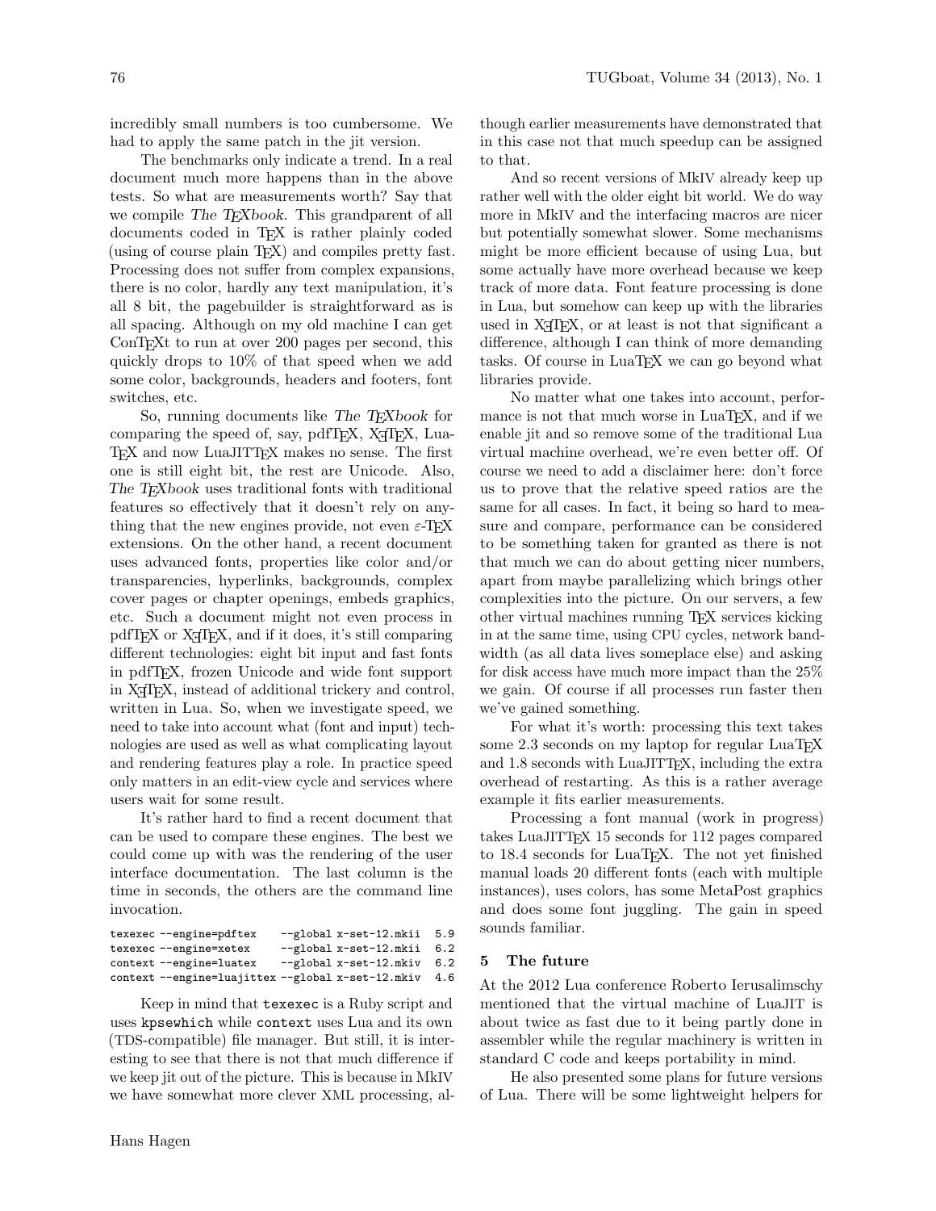incredibly small numbers is too cumbersome. We had to apply the same patch in the jit version.

The benchmarks only indicate a trend. In a real document much more happens than in the above tests. So what are measurements worth? Say that we compile *The TEXbook*. This grandparent of all documents coded in TEX is rather plainly coded (using of course plain TEX) and compiles pretty fast. Processing does not suffer from complex expansions, there is no color, hardly any text manipulation, it's all 8 bit, the pagebuilder is straightforward as is all spacing. Although on my old machine I can get ConTEXt to run at over 200 pages per second, this quickly drops to 10% of that speed when we add some color, backgrounds, headers and footers, font switches, etc.

So, running documents like *The TEXbook* for comparing the speed of, say, pdfTEX, XeTEX, LuaTEX and now LuaJITTEX makes no sense. The first one is still eight bit, the rest are Unicode. Also, *The TEXbook* uses traditional fonts with traditional features so effectively that it doesn't rely on anything that the new engines provide, not even ε-TEX extensions. On the other hand, a recent document uses advanced fonts, properties like color and/or transparencies, hyperlinks, backgrounds, complex cover pages or chapter openings, embeds graphics, etc. Such a document might not even process in pdfTEX or XeTEX, and if it does, it's still comparing different technologies: eight bit input and fast fonts in pdfTEX, frozen Unicode and wide font support in XeTEX, instead of additional trickery and control, written in Lua. So, when we investigate speed, we need to take into account what (font and input) technologies are used as well as what complicating layout and rendering features play a role. In practice speed only matters in an edit-view cycle and services where users wait for some result.

It's rather hard to find a recent document that can be used to compare these engines. The best we could come up with was the rendering of the user interface documentation. The last column is the time in seconds, the others are the command line invocation.

```
texexec --engine=pdftex     --global x-set-12.mkii  5.9
texexec --engine=xetex      --global x-set-12.mkii  6.2
context --engine=luatex     --global x-set-12.mkiv  6.2
context --engine=luajittex --global x-set-12.mkiv  4.6
```

Keep in mind that `texexec` is a Ruby script and uses `kpsewhich` while `context` uses Lua and its own (TDS-compatible) file manager. But still, it is interesting to see that there is not that much difference if we keep jit out of the picture. This is because in MkIV we have somewhat more clever XML processing, although earlier measurements have demonstrated that in this case not that much speedup can be assigned to that.

And so recent versions of MkIV already keep up rather well with the older eight bit world. We do way more in MkIV and the interfacing macros are nicer but potentially somewhat slower. Some mechanisms might be more efficient because of using Lua, but some actually have more overhead because we keep track of more data. Font feature processing is done in Lua, but somehow can keep up with the libraries used in XeTEX, or at least is not that significant a difference, although I can think of more demanding tasks. Of course in LuaTEX we can go beyond what libraries provide.

No matter what one takes into account, performance is not that much worse in LuaTEX, and if we enable jit and so remove some of the traditional Lua virtual machine overhead, we're even better off. Of course we need to add a disclaimer here: don't force us to prove that the relative speed ratios are the same for all cases. In fact, it being so hard to measure and compare, performance can be considered to be something taken for granted as there is not that much we can do about getting nicer numbers, apart from maybe parallelizing which brings other complexities into the picture. On our servers, a few other virtual machines running TEX services kicking in at the same time, using CPU cycles, network bandwidth (as all data lives someplace else) and asking for disk access have much more impact than the 25% we gain. Of course if all processes run faster then we've gained something.

For what it's worth: processing this text takes some 2.3 seconds on my laptop for regular LuaTEX and 1.8 seconds with LuaJITTEX, including the extra overhead of restarting. As this is a rather average example it fits earlier measurements.

Processing a font manual (work in progress) takes LuaJITTEX 15 seconds for 112 pages compared to 18.4 seconds for LuaTEX. The not yet finished manual loads 20 different fonts (each with multiple instances), uses colors, has some MetaPost graphics and does some font juggling. The gain in speed sounds familiar.

## 5 The future

At the 2012 Lua conference Roberto Ierusalimschy mentioned that the virtual machine of LuaJIT is about twice as fast due to it being partly done in assembler while the regular machinery is written in standard C code and keeps portability in mind.

He also presented some plans for future versions of Lua. There will be some lightweight helpers for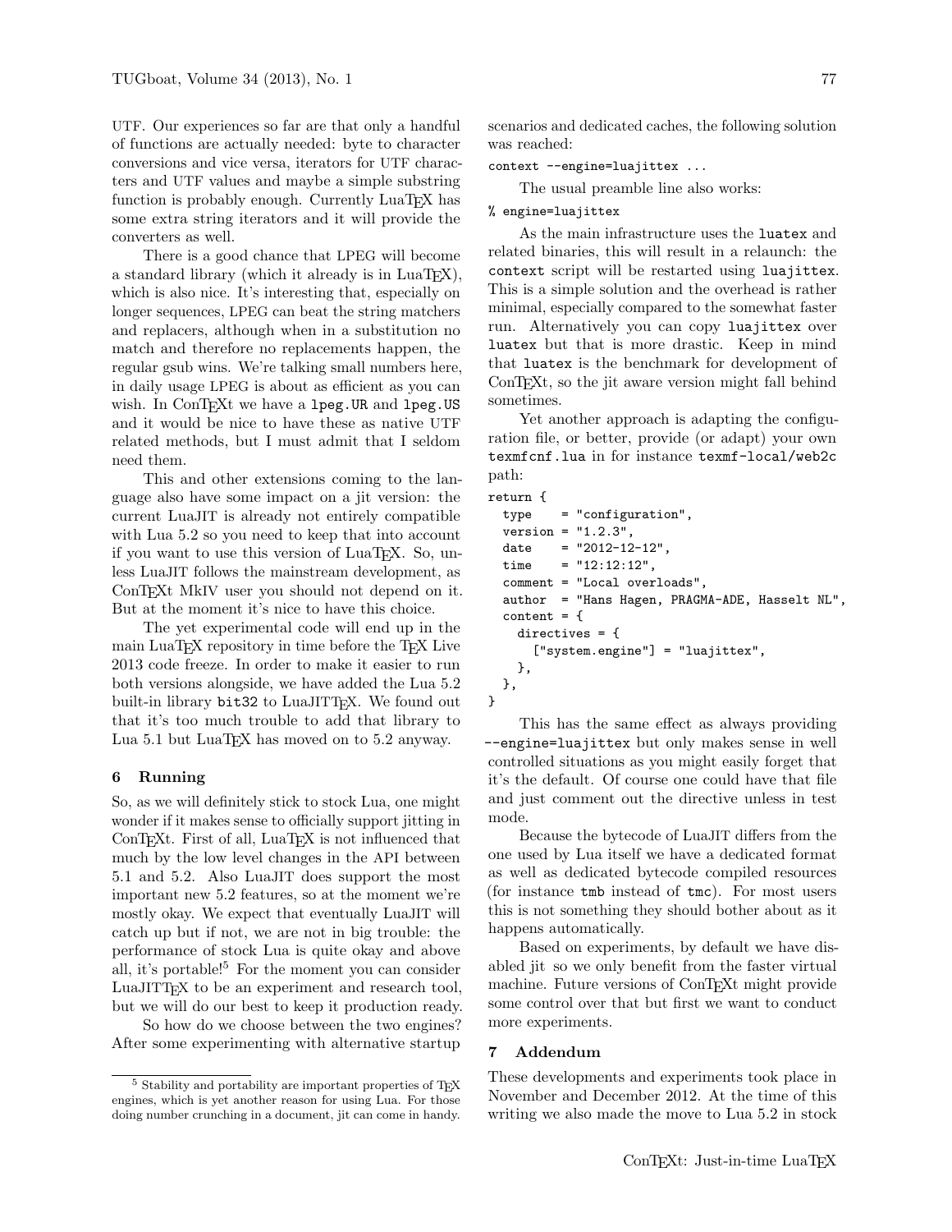UTF. Our experiences so far are that only a handful of functions are actually needed: byte to character conversions and vice versa, iterators for UTF characters and UTF values and maybe a simple substring function is probably enough. Currently LuaTEX has some extra string iterators and it will provide the converters as well.

There is a good chance that LPEG will become a standard library (which it already is in LuaTEX), which is also nice. It's interesting that, especially on longer sequences, LPEG can beat the string matchers and replacers, although when in a substitution no match and therefore no replacements happen, the regular gsub wins. We're talking small numbers here, in daily usage LPEG is about as efficient as you can wish. In ConTEXt we have a `lpeg.UR` and `lpeg.US` and it would be nice to have these as native UTF related methods, but I must admit that I seldom need them.

This and other extensions coming to the language also have some impact on a jit version: the current LuaJIT is already not entirely compatible with Lua 5.2 so you need to keep that into account if you want to use this version of LuaTEX. So, unless LuaJIT follows the mainstream development, as ConTEXt MkIV user you should not depend on it. But at the moment it's nice to have this choice.

The yet experimental code will end up in the main LuaTEX repository in time before the TEX Live 2013 code freeze. In order to make it easier to run both versions alongside, we have added the Lua 5.2 built-in library `bit32` to LuaJITTEX. We found out that it's too much trouble to add that library to Lua 5.1 but LuaTEX has moved on to 5.2 anyway.

## 6 Running

So, as we will definitely stick to stock Lua, one might wonder if it makes sense to officially support jitting in ConTEXt. First of all, LuaTEX is not influenced that much by the low level changes in the API between 5.1 and 5.2. Also LuaJIT does support the most important new 5.2 features, so at the moment we're mostly okay. We expect that eventually LuaJIT will catch up but if not, we are not in big trouble: the performance of stock Lua is quite okay and above all, it's portable![5] For the moment you can consider LuaJITTEX to be an experiment and research tool, but we will do our best to keep it production ready.

So how do we choose between the two engines? After some experimenting with alternative startup scenarios and dedicated caches, the following solution was reached:

```
context --engine=luajittex ...
```

The usual preamble line also works:

```
% engine=luajittex
```

As the main infrastructure uses the `luatex` and related binaries, this will result in a relaunch: the `context` script will be restarted using `luajittex`. This is a simple solution and the overhead is rather minimal, especially compared to the somewhat faster run. Alternatively you can copy `luajittex` over `luatex` but that is more drastic. Keep in mind that `luatex` is the benchmark for development of ConTEXt, so the jit aware version might fall behind sometimes.

Yet another approach is adapting the configuration file, or better, provide (or adapt) your own `texmfcnf.lua` in for instance `texmf-local/web2c` path:

```
return {
  type    = "configuration",
  version = "1.2.3",
  date    = "2012-12-12",
  time    = "12:12:12",
  comment = "Local overloads",
  author  = "Hans Hagen, PRAGMA-ADE, Hasselt NL",
  content = {
    directives = {
      ["system.engine"] = "luajittex",
    },
  },
}
```

This has the same effect as always providing `--engine=luajittex` but only makes sense in well controlled situations as you might easily forget that it's the default. Of course one could have that file and just comment out the directive unless in test mode.

Because the bytecode of LuaJIT differs from the one used by Lua itself we have a dedicated format as well as dedicated bytecode compiled resources (for instance `tmb` instead of `tmc`). For most users this is not something they should bother about as it happens automatically.

Based on experiments, by default we have disabled jit so we only benefit from the faster virtual machine. Future versions of ConTEXt might provide some control over that but first we want to conduct more experiments.

## 7 Addendum

These developments and experiments took place in November and December 2012. At the time of this writing we also made the move to Lua 5.2 in stock

[5] Stability and portability are important properties of TEX engines, which is yet another reason for using Lua. For those doing number crunching in a document, jit can come in handy.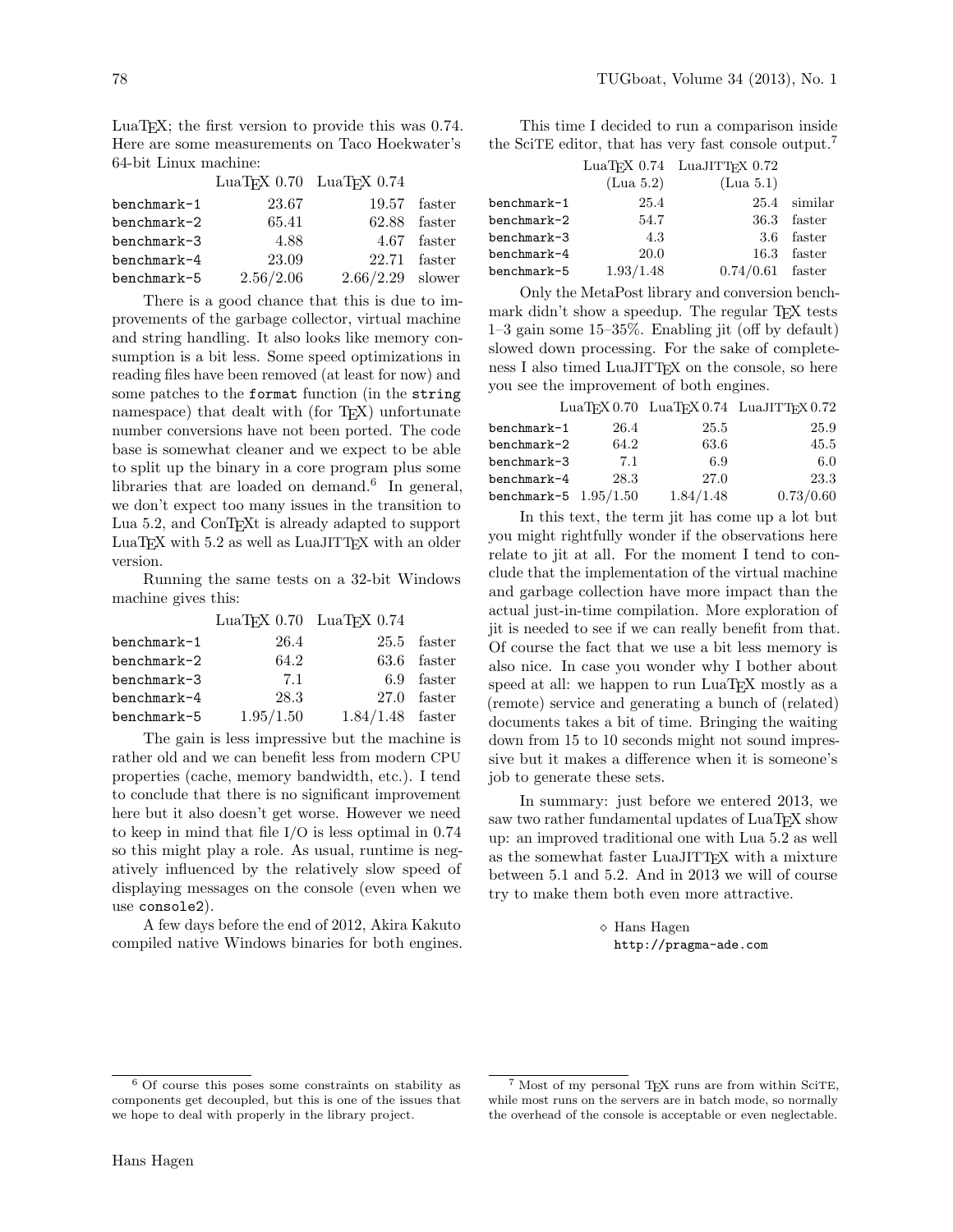LuaTeX; the first version to provide this was 0.74. Here are some measurements on Taco Hoekwater's 64-bit Linux machine:

| | LuaTeX 0.70 | LuaTeX 0.74 | |
|---|---|---|---|
| benchmark-1 | 23.67 | 19.57 | faster |
| benchmark-2 | 65.41 | 62.88 | faster |
| benchmark-3 | 4.88 | 4.67 | faster |
| benchmark-4 | 23.09 | 22.71 | faster |
| benchmark-5 | 2.56/2.06 | 2.66/2.29 | slower |

There is a good chance that this is due to improvements of the garbage collector, virtual machine and string handling. It also looks like memory consumption is a bit less. Some speed optimizations in reading files have been removed (at least for now) and some patches to the `format` function (in the `string` namespace) that dealt with (for TeX) unfortunate number conversions have not been ported. The code base is somewhat cleaner and we expect to be able to split up the binary in a core program plus some libraries that are loaded on demand.[6] In general, we don't expect too many issues in the transition to Lua 5.2, and ConTeXt is already adapted to support LuaTeX with 5.2 as well as LuaJITTeX with an older version.

Running the same tests on a 32-bit Windows machine gives this:

| | LuaTeX 0.70 | LuaTeX 0.74 | |
|---|---|---|---|
| benchmark-1 | 26.4 | 25.5 | faster |
| benchmark-2 | 64.2 | 63.6 | faster |
| benchmark-3 | 7.1 | 6.9 | faster |
| benchmark-4 | 28.3 | 27.0 | faster |
| benchmark-5 | 1.95/1.50 | 1.84/1.48 | faster |

The gain is less impressive but the machine is rather old and we can benefit less from modern CPU properties (cache, memory bandwidth, etc.). I tend to conclude that there is no significant improvement here but it also doesn't get worse. However we need to keep in mind that file I/O is less optimal in 0.74 so this might play a role. As usual, runtime is negatively influenced by the relatively slow speed of displaying messages on the console (even when we use `console2`).

A few days before the end of 2012, Akira Kakuto compiled native Windows binaries for both engines. This time I decided to run a comparison inside the SciTE editor, that has very fast console output.[7]

| | LuaTeX 0.74 (Lua 5.2) | LuaJITTeX 0.72 (Lua 5.1) | |
|---|---|---|---|
| benchmark-1 | 25.4 | 25.4 | similar |
| benchmark-2 | 54.7 | 36.3 | faster |
| benchmark-3 | 4.3 | 3.6 | faster |
| benchmark-4 | 20.0 | 16.3 | faster |
| benchmark-5 | 1.93/1.48 | 0.74/0.61 | faster |

Only the MetaPost library and conversion benchmark didn't show a speedup. The regular TeX tests 1–3 gain some 15–35%. Enabling jit (off by default) slowed down processing. For the sake of completeness I also timed LuaJITTeX on the console, so here you see the improvement of both engines.

| | LuaTeX 0.70 | LuaTeX 0.74 | LuaJITTeX 0.72 |
|---|---|---|---|
| benchmark-1 | 26.4 | 25.5 | 25.9 |
| benchmark-2 | 64.2 | 63.6 | 45.5 |
| benchmark-3 | 7.1 | 6.9 | 6.0 |
| benchmark-4 | 28.3 | 27.0 | 23.3 |
| benchmark-5 | 1.95/1.50 | 1.84/1.48 | 0.73/0.60 |

In this text, the term jit has come up a lot but you might rightfully wonder if the observations here relate to jit at all. For the moment I tend to conclude that the implementation of the virtual machine and garbage collection have more impact than the actual just-in-time compilation. More exploration of jit is needed to see if we can really benefit from that. Of course the fact that we use a bit less memory is also nice. In case you wonder why I bother about speed at all: we happen to run LuaTeX mostly as a (remote) service and generating a bunch of (related) documents takes a bit of time. Bringing the waiting down from 15 to 10 seconds might not sound impressive but it makes a difference when it is someone's job to generate these sets.

In summary: just before we entered 2013, we saw two rather fundamental updates of LuaTeX show up: an improved traditional one with Lua 5.2 as well as the somewhat faster LuaJITTeX with a mixture between 5.1 and 5.2. And in 2013 we will of course try to make them both even more attractive.

◇ Hans Hagen
http://pragma-ade.com

[6] Of course this poses some constraints on stability as components get decoupled, but this is one of the issues that we hope to deal with properly in the library project.

[7] Most of my personal TeX runs are from within SciTE, while most runs on the servers are in batch mode, so normally the overhead of the console is acceptable or even neglectable.